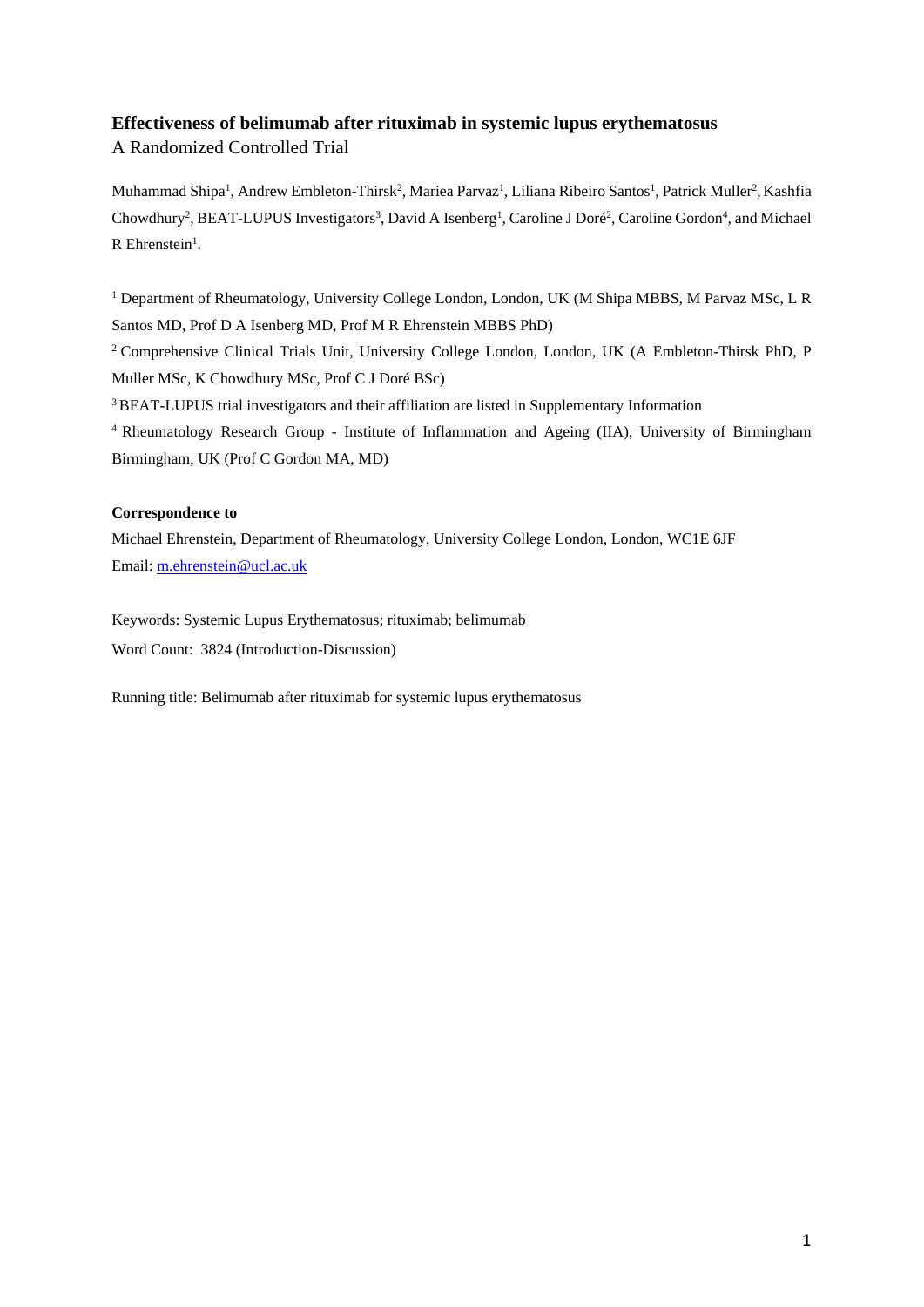# Effectiveness of belimumab after rituximab in systemic lupus erythematosus

A Randomized Controlled Trial

Muhammad Shipa[1], Andrew Embleton-Thirsk[2], Mariea Parvaz[1], Liliana Ribeiro Santos[1], Patrick Muller[2], Kashfia Chowdhury[2], BEAT-LUPUS Investigators[3], David A Isenberg[1], Caroline J Doré[2], Caroline Gordon[4], and Michael R Ehrenstein[1].

[1] Department of Rheumatology, University College London, London, UK (M Shipa MBBS, M Parvaz MSc, L R Santos MD, Prof D A Isenberg MD, Prof M R Ehrenstein MBBS PhD)

[2] Comprehensive Clinical Trials Unit, University College London, London, UK (A Embleton-Thirsk PhD, P Muller MSc, K Chowdhury MSc, Prof C J Doré BSc)

[3] BEAT-LUPUS trial investigators and their affiliation are listed in Supplementary Information

[4] Rheumatology Research Group - Institute of Inflammation and Ageing (IIA), University of Birmingham Birmingham, UK (Prof C Gordon MA, MD)

**Correspondence to**

Michael Ehrenstein, Department of Rheumatology, University College London, London, WC1E 6JF

Email: m.ehrenstein@ucl.ac.uk

Keywords: Systemic Lupus Erythematosus; rituximab; belimumab

Word Count: 3824 (Introduction-Discussion)

Running title: Belimumab after rituximab for systemic lupus erythematosus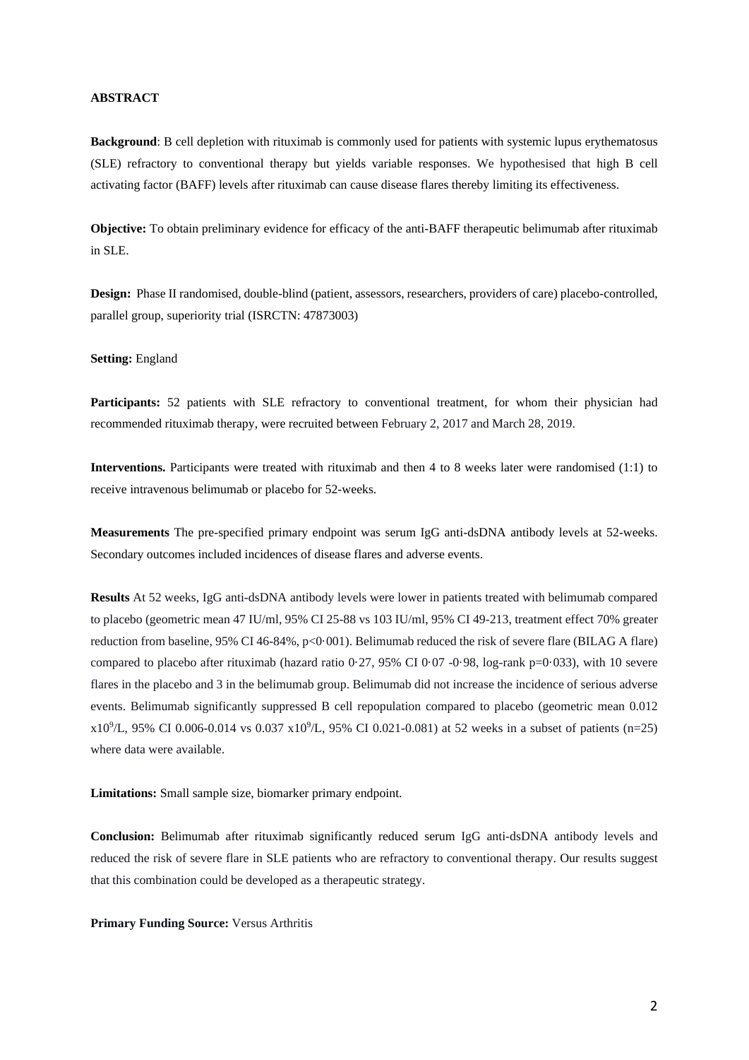**ABSTRACT**

**Background**: B cell depletion with rituximab is commonly used for patients with systemic lupus erythematosus (SLE) refractory to conventional therapy but yields variable responses. We hypothesised that high B cell activating factor (BAFF) levels after rituximab can cause disease flares thereby limiting its effectiveness.

**Objective:** To obtain preliminary evidence for efficacy of the anti-BAFF therapeutic belimumab after rituximab in SLE.

**Design:** Phase II randomised, double-blind (patient, assessors, researchers, providers of care) placebo-controlled, parallel group, superiority trial (ISRCTN: 47873003)

**Setting:** England

**Participants:** 52 patients with SLE refractory to conventional treatment, for whom their physician had recommended rituximab therapy, were recruited between February 2, 2017 and March 28, 2019.

**Interventions.** Participants were treated with rituximab and then 4 to 8 weeks later were randomised (1:1) to receive intravenous belimumab or placebo for 52-weeks.

**Measurements** The pre-specified primary endpoint was serum IgG anti-dsDNA antibody levels at 52-weeks. Secondary outcomes included incidences of disease flares and adverse events.

**Results** At 52 weeks, IgG anti-dsDNA antibody levels were lower in patients treated with belimumab compared to placebo (geometric mean 47 IU/ml, 95% CI 25-88 vs 103 IU/ml, 95% CI 49-213, treatment effect 70% greater reduction from baseline, 95% CI 46-84%, p<0·001). Belimumab reduced the risk of severe flare (BILAG A flare) compared to placebo after rituximab (hazard ratio 0·27, 95% CI 0·07 -0·98, log-rank p=0·033), with 10 severe flares in the placebo and 3 in the belimumab group. Belimumab did not increase the incidence of serious adverse events. Belimumab significantly suppressed B cell repopulation compared to placebo (geometric mean 0.012 $\times 10^9$/L, 95% CI 0.006-0.014 vs 0.037 $\times 10^9$/L, 95% CI 0.021-0.081) at 52 weeks in a subset of patients (n=25) where data were available.

**Limitations:** Small sample size, biomarker primary endpoint.

**Conclusion:** Belimumab after rituximab significantly reduced serum IgG anti-dsDNA antibody levels and reduced the risk of severe flare in SLE patients who are refractory to conventional therapy. Our results suggest that this combination could be developed as a therapeutic strategy.

**Primary Funding Source:** Versus Arthritis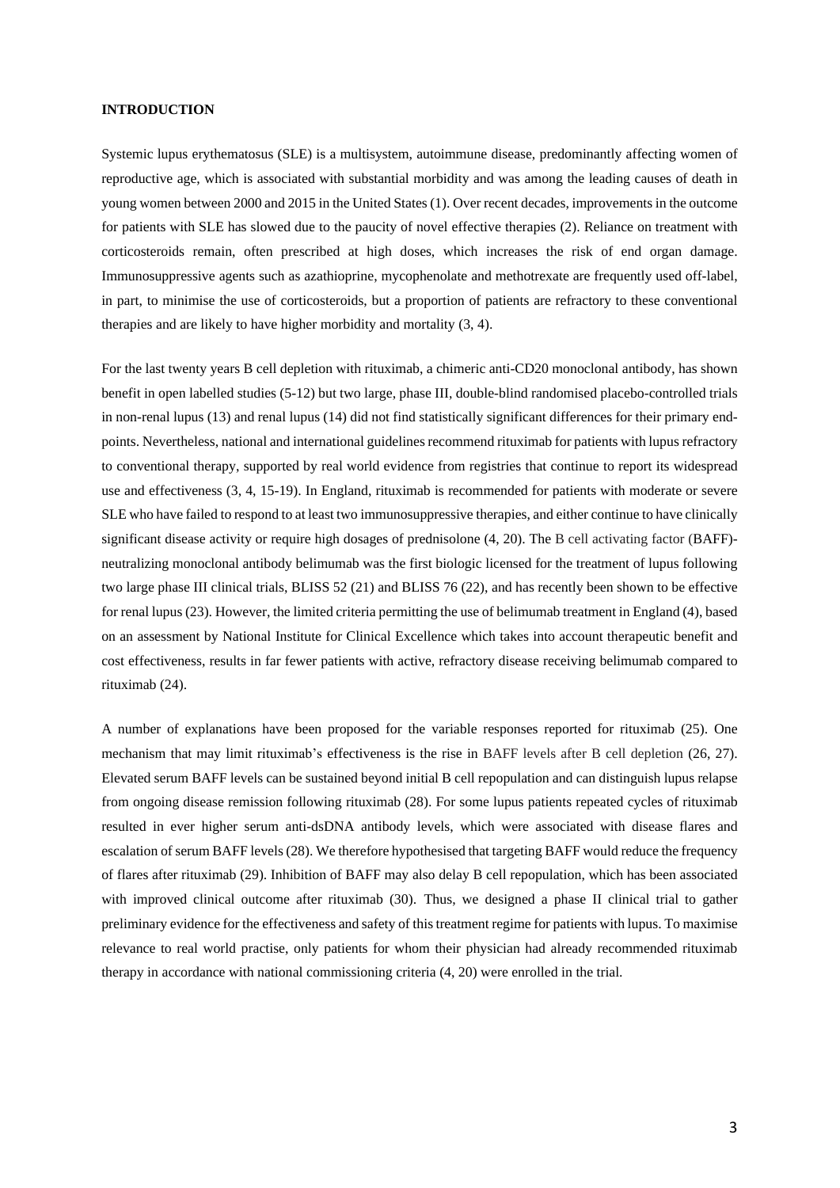## INTRODUCTION

Systemic lupus erythematosus (SLE) is a multisystem, autoimmune disease, predominantly affecting women of reproductive age, which is associated with substantial morbidity and was among the leading causes of death in young women between 2000 and 2015 in the United States (1). Over recent decades, improvements in the outcome for patients with SLE has slowed due to the paucity of novel effective therapies (2). Reliance on treatment with corticosteroids remain, often prescribed at high doses, which increases the risk of end organ damage. Immunosuppressive agents such as azathioprine, mycophenolate and methotrexate are frequently used off-label, in part, to minimise the use of corticosteroids, but a proportion of patients are refractory to these conventional therapies and are likely to have higher morbidity and mortality (3, 4).

For the last twenty years B cell depletion with rituximab, a chimeric anti-CD20 monoclonal antibody, has shown benefit in open labelled studies (5-12) but two large, phase III, double-blind randomised placebo-controlled trials in non-renal lupus (13) and renal lupus (14) did not find statistically significant differences for their primary end-points. Nevertheless, national and international guidelines recommend rituximab for patients with lupus refractory to conventional therapy, supported by real world evidence from registries that continue to report its widespread use and effectiveness (3, 4, 15-19). In England, rituximab is recommended for patients with moderate or severe SLE who have failed to respond to at least two immunosuppressive therapies, and either continue to have clinically significant disease activity or require high dosages of prednisolone (4, 20). The B cell activating factor (BAFF)-neutralizing monoclonal antibody belimumab was the first biologic licensed for the treatment of lupus following two large phase III clinical trials, BLISS 52 (21) and BLISS 76 (22), and has recently been shown to be effective for renal lupus (23). However, the limited criteria permitting the use of belimumab treatment in England (4), based on an assessment by National Institute for Clinical Excellence which takes into account therapeutic benefit and cost effectiveness, results in far fewer patients with active, refractory disease receiving belimumab compared to rituximab (24).

A number of explanations have been proposed for the variable responses reported for rituximab (25). One mechanism that may limit rituximab's effectiveness is the rise in BAFF levels after B cell depletion (26, 27). Elevated serum BAFF levels can be sustained beyond initial B cell repopulation and can distinguish lupus relapse from ongoing disease remission following rituximab (28). For some lupus patients repeated cycles of rituximab resulted in ever higher serum anti-dsDNA antibody levels, which were associated with disease flares and escalation of serum BAFF levels (28). We therefore hypothesised that targeting BAFF would reduce the frequency of flares after rituximab (29). Inhibition of BAFF may also delay B cell repopulation, which has been associated with improved clinical outcome after rituximab (30). Thus, we designed a phase II clinical trial to gather preliminary evidence for the effectiveness and safety of this treatment regime for patients with lupus. To maximise relevance to real world practise, only patients for whom their physician had already recommended rituximab therapy in accordance with national commissioning criteria (4, 20) were enrolled in the trial.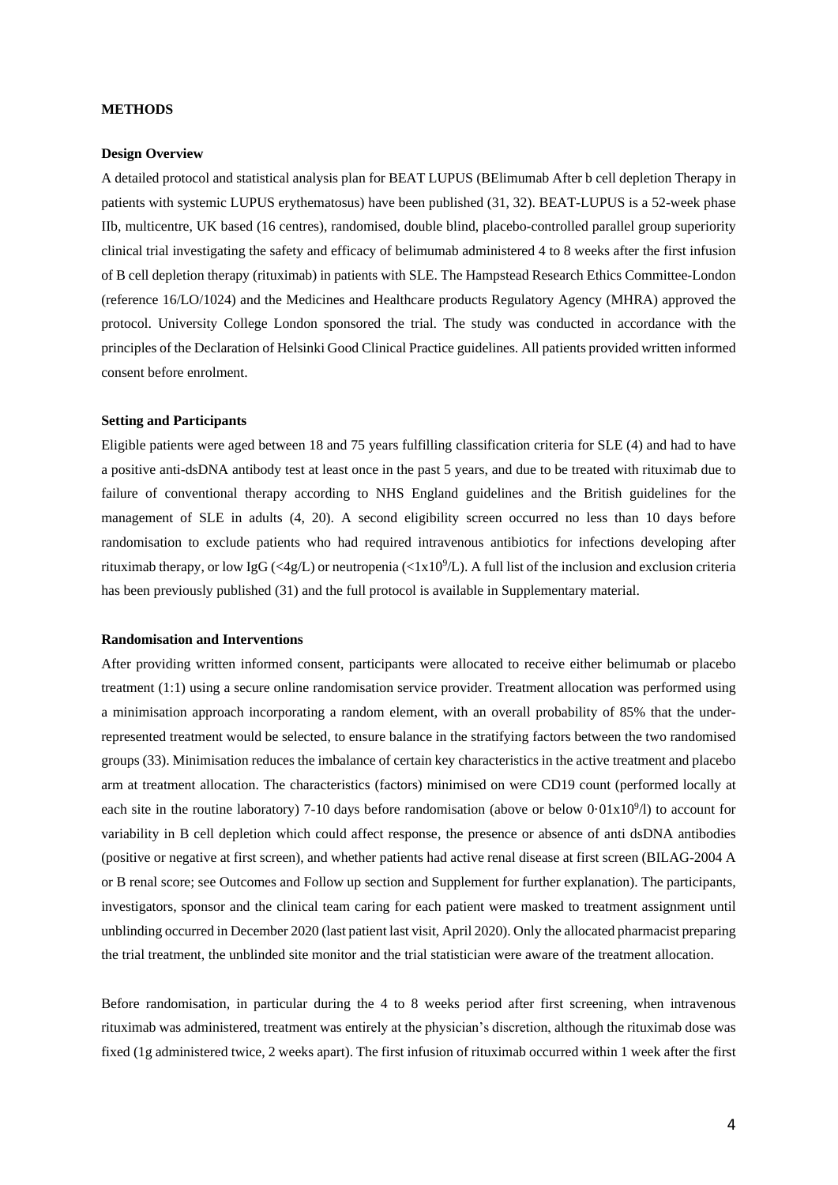## METHODS

### Design Overview

A detailed protocol and statistical analysis plan for BEAT LUPUS (BElimumab After b cell depletion Therapy in patients with systemic LUPUS erythematosus) have been published (31, 32). BEAT-LUPUS is a 52-week phase IIb, multicentre, UK based (16 centres), randomised, double blind, placebo-controlled parallel group superiority clinical trial investigating the safety and efficacy of belimumab administered 4 to 8 weeks after the first infusion of B cell depletion therapy (rituximab) in patients with SLE. The Hampstead Research Ethics Committee-London (reference 16/LO/1024) and the Medicines and Healthcare products Regulatory Agency (MHRA) approved the protocol. University College London sponsored the trial. The study was conducted in accordance with the principles of the Declaration of Helsinki Good Clinical Practice guidelines. All patients provided written informed consent before enrolment.

### Setting and Participants

Eligible patients were aged between 18 and 75 years fulfilling classification criteria for SLE (4) and had to have a positive anti-dsDNA antibody test at least once in the past 5 years, and due to be treated with rituximab due to failure of conventional therapy according to NHS England guidelines and the British guidelines for the management of SLE in adults (4, 20). A second eligibility screen occurred no less than 10 days before randomisation to exclude patients who had required intravenous antibiotics for infections developing after rituximab therapy, or low IgG (<4g/L) or neutropenia ($<1x10^9$/L). A full list of the inclusion and exclusion criteria has been previously published (31) and the full protocol is available in Supplementary material.

### Randomisation and Interventions

After providing written informed consent, participants were allocated to receive either belimumab or placebo treatment (1:1) using a secure online randomisation service provider. Treatment allocation was performed using a minimisation approach incorporating a random element, with an overall probability of 85% that the under-represented treatment would be selected, to ensure balance in the stratifying factors between the two randomised groups (33). Minimisation reduces the imbalance of certain key characteristics in the active treatment and placebo arm at treatment allocation. The characteristics (factors) minimised on were CD19 count (performed locally at each site in the routine laboratory) 7-10 days before randomisation (above or below $0{\cdot}01x10^9$/l) to account for variability in B cell depletion which could affect response, the presence or absence of anti dsDNA antibodies (positive or negative at first screen), and whether patients had active renal disease at first screen (BILAG-2004 A or B renal score; see Outcomes and Follow up section and Supplement for further explanation). The participants, investigators, sponsor and the clinical team caring for each patient were masked to treatment assignment until unblinding occurred in December 2020 (last patient last visit, April 2020). Only the allocated pharmacist preparing the trial treatment, the unblinded site monitor and the trial statistician were aware of the treatment allocation.

Before randomisation, in particular during the 4 to 8 weeks period after first screening, when intravenous rituximab was administered, treatment was entirely at the physician's discretion, although the rituximab dose was fixed (1g administered twice, 2 weeks apart). The first infusion of rituximab occurred within 1 week after the first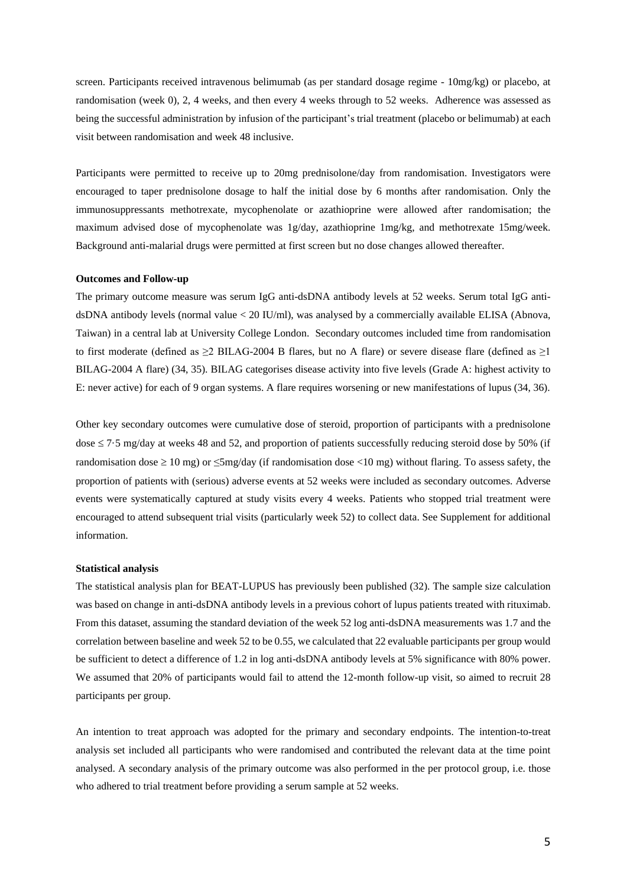screen. Participants received intravenous belimumab (as per standard dosage regime - 10mg/kg) or placebo, at randomisation (week 0), 2, 4 weeks, and then every 4 weeks through to 52 weeks. Adherence was assessed as being the successful administration by infusion of the participant's trial treatment (placebo or belimumab) at each visit between randomisation and week 48 inclusive.

Participants were permitted to receive up to 20mg prednisolone/day from randomisation. Investigators were encouraged to taper prednisolone dosage to half the initial dose by 6 months after randomisation. Only the immunosuppressants methotrexate, mycophenolate or azathioprine were allowed after randomisation; the maximum advised dose of mycophenolate was 1g/day, azathioprine 1mg/kg, and methotrexate 15mg/week. Background anti-malarial drugs were permitted at first screen but no dose changes allowed thereafter.

**Outcomes and Follow-up**

The primary outcome measure was serum IgG anti-dsDNA antibody levels at 52 weeks. Serum total IgG anti-dsDNA antibody levels (normal value < 20 IU/ml), was analysed by a commercially available ELISA (Abnova, Taiwan) in a central lab at University College London. Secondary outcomes included time from randomisation to first moderate (defined as ≥2 BILAG-2004 B flares, but no A flare) or severe disease flare (defined as ≥1 BILAG-2004 A flare) (34, 35). BILAG categorises disease activity into five levels (Grade A: highest activity to E: never active) for each of 9 organ systems. A flare requires worsening or new manifestations of lupus (34, 36).

Other key secondary outcomes were cumulative dose of steroid, proportion of participants with a prednisolone dose ≤ 7·5 mg/day at weeks 48 and 52, and proportion of patients successfully reducing steroid dose by 50% (if randomisation dose ≥ 10 mg) or ≤5mg/day (if randomisation dose <10 mg) without flaring. To assess safety, the proportion of patients with (serious) adverse events at 52 weeks were included as secondary outcomes. Adverse events were systematically captured at study visits every 4 weeks. Patients who stopped trial treatment were encouraged to attend subsequent trial visits (particularly week 52) to collect data. See Supplement for additional information.

**Statistical analysis**

The statistical analysis plan for BEAT-LUPUS has previously been published (32). The sample size calculation was based on change in anti-dsDNA antibody levels in a previous cohort of lupus patients treated with rituximab. From this dataset, assuming the standard deviation of the week 52 log anti-dsDNA measurements was 1.7 and the correlation between baseline and week 52 to be 0.55, we calculated that 22 evaluable participants per group would be sufficient to detect a difference of 1.2 in log anti-dsDNA antibody levels at 5% significance with 80% power. We assumed that 20% of participants would fail to attend the 12-month follow-up visit, so aimed to recruit 28 participants per group.

An intention to treat approach was adopted for the primary and secondary endpoints. The intention-to-treat analysis set included all participants who were randomised and contributed the relevant data at the time point analysed. A secondary analysis of the primary outcome was also performed in the per protocol group, i.e. those who adhered to trial treatment before providing a serum sample at 52 weeks.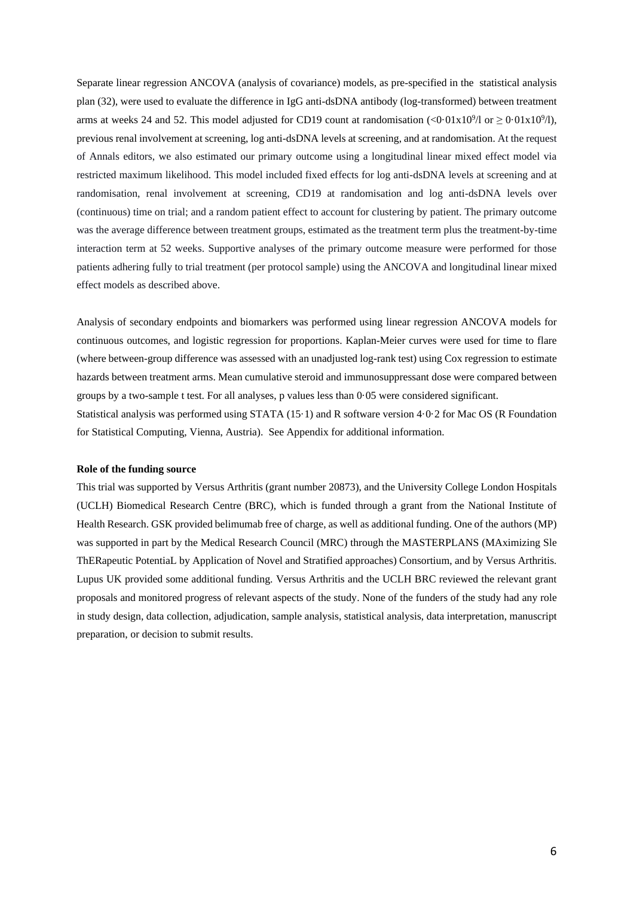Separate linear regression ANCOVA (analysis of covariance) models, as pre-specified in the statistical analysis plan (32), were used to evaluate the difference in IgG anti-dsDNA antibody (log-transformed) between treatment arms at weeks 24 and 52. This model adjusted for CD19 count at randomisation ($<0{\cdot}01\text{x}10^9$/l or $\geq 0{\cdot}01\text{x}10^9$/l), previous renal involvement at screening, log anti-dsDNA levels at screening, and at randomisation. At the request of Annals editors, we also estimated our primary outcome using a longitudinal linear mixed effect model via restricted maximum likelihood. This model included fixed effects for log anti-dsDNA levels at screening and at randomisation, renal involvement at screening, CD19 at randomisation and log anti-dsDNA levels over (continuous) time on trial; and a random patient effect to account for clustering by patient. The primary outcome was the average difference between treatment groups, estimated as the treatment term plus the treatment-by-time interaction term at 52 weeks. Supportive analyses of the primary outcome measure were performed for those patients adhering fully to trial treatment (per protocol sample) using the ANCOVA and longitudinal linear mixed effect models as described above.

Analysis of secondary endpoints and biomarkers was performed using linear regression ANCOVA models for continuous outcomes, and logistic regression for proportions. Kaplan-Meier curves were used for time to flare (where between-group difference was assessed with an unadjusted log-rank test) using Cox regression to estimate hazards between treatment arms. Mean cumulative steroid and immunosuppressant dose were compared between groups by a two-sample t test. For all analyses, p values less than 0·05 were considered significant.
Statistical analysis was performed using STATA (15·1) and R software version 4·0·2 for Mac OS (R Foundation for Statistical Computing, Vienna, Austria). See Appendix for additional information.

**Role of the funding source**

This trial was supported by Versus Arthritis (grant number 20873), and the University College London Hospitals (UCLH) Biomedical Research Centre (BRC), which is funded through a grant from the National Institute of Health Research. GSK provided belimumab free of charge, as well as additional funding. One of the authors (MP) was supported in part by the Medical Research Council (MRC) through the MASTERPLANS (MAximizing Sle ThERapeutic PotentiaL by Application of Novel and Stratified approaches) Consortium, and by Versus Arthritis. Lupus UK provided some additional funding. Versus Arthritis and the UCLH BRC reviewed the relevant grant proposals and monitored progress of relevant aspects of the study. None of the funders of the study had any role in study design, data collection, adjudication, sample analysis, statistical analysis, data interpretation, manuscript preparation, or decision to submit results.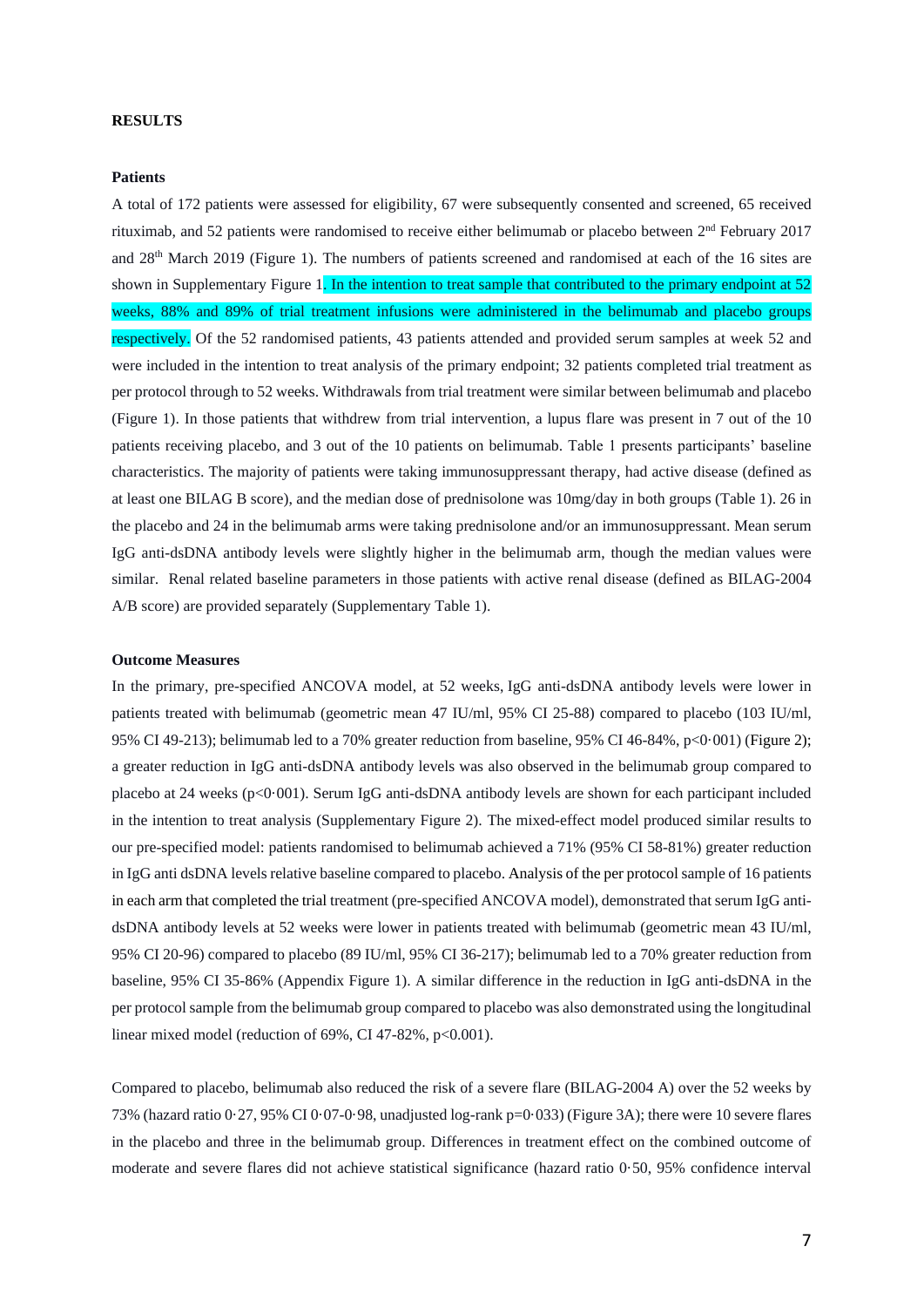**RESULTS**

**Patients**

A total of 172 patients were assessed for eligibility, 67 were subsequently consented and screened, 65 received rituximab, and 52 patients were randomised to receive either belimumab or placebo between 2[nd] February 2017 and 28[th] March 2019 (Figure 1). The numbers of patients screened and randomised at each of the 16 sites are shown in Supplementary Figure 1. In the intention to treat sample that contributed to the primary endpoint at 52 weeks, 88% and 89% of trial treatment infusions were administered in the belimumab and placebo groups respectively. Of the 52 randomised patients, 43 patients attended and provided serum samples at week 52 and were included in the intention to treat analysis of the primary endpoint; 32 patients completed trial treatment as per protocol through to 52 weeks. Withdrawals from trial treatment were similar between belimumab and placebo (Figure 1). In those patients that withdrew from trial intervention, a lupus flare was present in 7 out of the 10 patients receiving placebo, and 3 out of the 10 patients on belimumab. Table 1 presents participants' baseline characteristics. The majority of patients were taking immunosuppressant therapy, had active disease (defined as at least one BILAG B score), and the median dose of prednisolone was 10mg/day in both groups (Table 1). 26 in the placebo and 24 in the belimumab arms were taking prednisolone and/or an immunosuppressant. Mean serum IgG anti-dsDNA antibody levels were slightly higher in the belimumab arm, though the median values were similar. Renal related baseline parameters in those patients with active renal disease (defined as BILAG-2004 A/B score) are provided separately (Supplementary Table 1).

**Outcome Measures**

In the primary, pre-specified ANCOVA model, at 52 weeks, IgG anti-dsDNA antibody levels were lower in patients treated with belimumab (geometric mean 47 IU/ml, 95% CI 25-88) compared to placebo (103 IU/ml, 95% CI 49-213); belimumab led to a 70% greater reduction from baseline, 95% CI 46-84%, p<0·001) (Figure 2); a greater reduction in IgG anti-dsDNA antibody levels was also observed in the belimumab group compared to placebo at 24 weeks (p<0·001). Serum IgG anti-dsDNA antibody levels are shown for each participant included in the intention to treat analysis (Supplementary Figure 2). The mixed-effect model produced similar results to our pre-specified model: patients randomised to belimumab achieved a 71% (95% CI 58-81%) greater reduction in IgG anti dsDNA levels relative baseline compared to placebo. Analysis of the per protocol sample of 16 patients in each arm that completed the trial treatment (pre-specified ANCOVA model), demonstrated that serum IgG anti-dsDNA antibody levels at 52 weeks were lower in patients treated with belimumab (geometric mean 43 IU/ml, 95% CI 20-96) compared to placebo (89 IU/ml, 95% CI 36-217); belimumab led to a 70% greater reduction from baseline, 95% CI 35-86% (Appendix Figure 1). A similar difference in the reduction in IgG anti-dsDNA in the per protocol sample from the belimumab group compared to placebo was also demonstrated using the longitudinal linear mixed model (reduction of 69%, CI 47-82%, p<0.001).

Compared to placebo, belimumab also reduced the risk of a severe flare (BILAG-2004 A) over the 52 weeks by 73% (hazard ratio 0·27, 95% CI 0·07-0·98, unadjusted log-rank p=0·033) (Figure 3A); there were 10 severe flares in the placebo and three in the belimumab group. Differences in treatment effect on the combined outcome of moderate and severe flares did not achieve statistical significance (hazard ratio 0·50, 95% confidence interval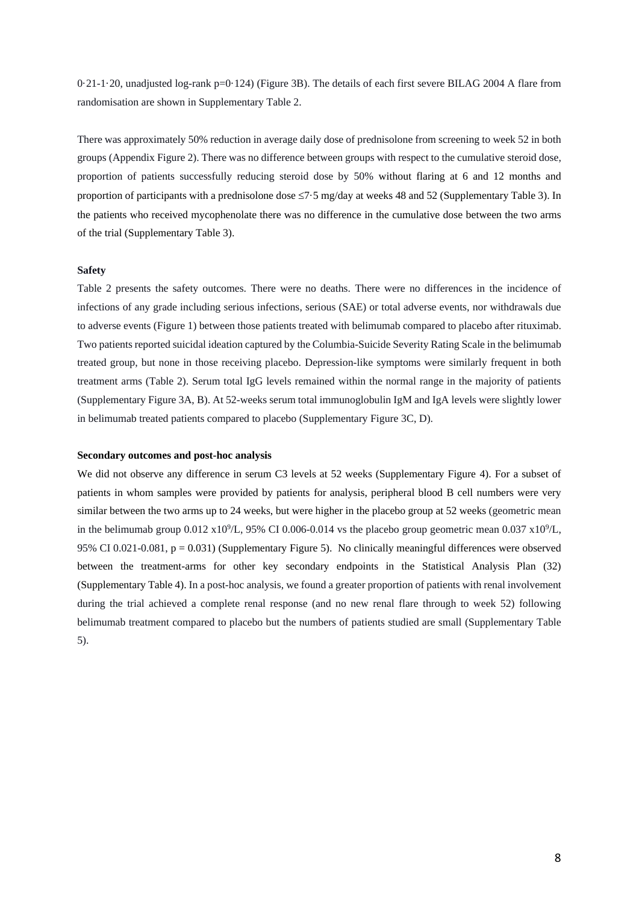0·21-1·20, unadjusted log-rank p=0·124) (Figure 3B). The details of each first severe BILAG 2004 A flare from randomisation are shown in Supplementary Table 2.

There was approximately 50% reduction in average daily dose of prednisolone from screening to week 52 in both groups (Appendix Figure 2). There was no difference between groups with respect to the cumulative steroid dose, proportion of patients successfully reducing steroid dose by 50% without flaring at 6 and 12 months and proportion of participants with a prednisolone dose ≤7·5 mg/day at weeks 48 and 52 (Supplementary Table 3). In the patients who received mycophenolate there was no difference in the cumulative dose between the two arms of the trial (Supplementary Table 3).

**Safety**

Table 2 presents the safety outcomes. There were no deaths. There were no differences in the incidence of infections of any grade including serious infections, serious (SAE) or total adverse events, nor withdrawals due to adverse events (Figure 1) between those patients treated with belimumab compared to placebo after rituximab. Two patients reported suicidal ideation captured by the Columbia-Suicide Severity Rating Scale in the belimumab treated group, but none in those receiving placebo. Depression-like symptoms were similarly frequent in both treatment arms (Table 2). Serum total IgG levels remained within the normal range in the majority of patients (Supplementary Figure 3A, B). At 52-weeks serum total immunoglobulin IgM and IgA levels were slightly lower in belimumab treated patients compared to placebo (Supplementary Figure 3C, D).

**Secondary outcomes and post-hoc analysis**

We did not observe any difference in serum C3 levels at 52 weeks (Supplementary Figure 4). For a subset of patients in whom samples were provided by patients for analysis, peripheral blood B cell numbers were very similar between the two arms up to 24 weeks, but were higher in the placebo group at 52 weeks (geometric mean in the belimumab group 0.012 $x10^9$/L, 95% CI 0.006-0.014 vs the placebo group geometric mean 0.037 $x10^9$/L, 95% CI 0.021-0.081, $p = 0.031$) (Supplementary Figure 5). No clinically meaningful differences were observed between the treatment-arms for other key secondary endpoints in the Statistical Analysis Plan (32) (Supplementary Table 4). In a post-hoc analysis, we found a greater proportion of patients with renal involvement during the trial achieved a complete renal response (and no new renal flare through to week 52) following belimumab treatment compared to placebo but the numbers of patients studied are small (Supplementary Table 5).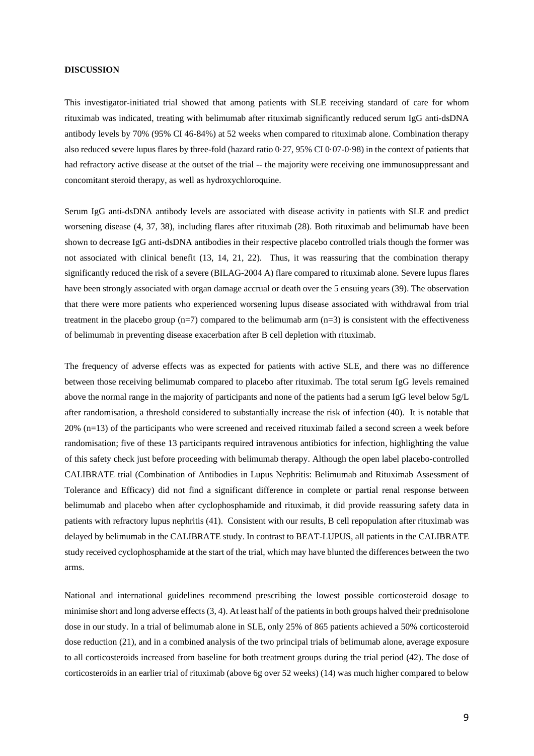**DISCUSSION**

This investigator-initiated trial showed that among patients with SLE receiving standard of care for whom rituximab was indicated, treating with belimumab after rituximab significantly reduced serum IgG anti-dsDNA antibody levels by 70% (95% CI 46-84%) at 52 weeks when compared to rituximab alone. Combination therapy also reduced severe lupus flares by three-fold (hazard ratio 0·27, 95% CI 0·07-0·98) in the context of patients that had refractory active disease at the outset of the trial -- the majority were receiving one immunosuppressant and concomitant steroid therapy, as well as hydroxychloroquine.

Serum IgG anti-dsDNA antibody levels are associated with disease activity in patients with SLE and predict worsening disease (4, 37, 38), including flares after rituximab (28). Both rituximab and belimumab have been shown to decrease IgG anti-dsDNA antibodies in their respective placebo controlled trials though the former was not associated with clinical benefit (13, 14, 21, 22). Thus, it was reassuring that the combination therapy significantly reduced the risk of a severe (BILAG-2004 A) flare compared to rituximab alone. Severe lupus flares have been strongly associated with organ damage accrual or death over the 5 ensuing years (39). The observation that there were more patients who experienced worsening lupus disease associated with withdrawal from trial treatment in the placebo group (n=7) compared to the belimumab arm (n=3) is consistent with the effectiveness of belimumab in preventing disease exacerbation after B cell depletion with rituximab.

The frequency of adverse effects was as expected for patients with active SLE, and there was no difference between those receiving belimumab compared to placebo after rituximab. The total serum IgG levels remained above the normal range in the majority of participants and none of the patients had a serum IgG level below 5g/L after randomisation, a threshold considered to substantially increase the risk of infection (40). It is notable that 20% (n=13) of the participants who were screened and received rituximab failed a second screen a week before randomisation; five of these 13 participants required intravenous antibiotics for infection, highlighting the value of this safety check just before proceeding with belimumab therapy. Although the open label placebo-controlled CALIBRATE trial (Combination of Antibodies in Lupus Nephritis: Belimumab and Rituximab Assessment of Tolerance and Efficacy) did not find a significant difference in complete or partial renal response between belimumab and placebo when after cyclophosphamide and rituximab, it did provide reassuring safety data in patients with refractory lupus nephritis (41). Consistent with our results, B cell repopulation after rituximab was delayed by belimumab in the CALIBRATE study. In contrast to BEAT-LUPUS, all patients in the CALIBRATE study received cyclophosphamide at the start of the trial, which may have blunted the differences between the two arms.

National and international guidelines recommend prescribing the lowest possible corticosteroid dosage to minimise short and long adverse effects (3, 4). At least half of the patients in both groups halved their prednisolone dose in our study. In a trial of belimumab alone in SLE, only 25% of 865 patients achieved a 50% corticosteroid dose reduction (21), and in a combined analysis of the two principal trials of belimumab alone, average exposure to all corticosteroids increased from baseline for both treatment groups during the trial period (42). The dose of corticosteroids in an earlier trial of rituximab (above 6g over 52 weeks) (14) was much higher compared to below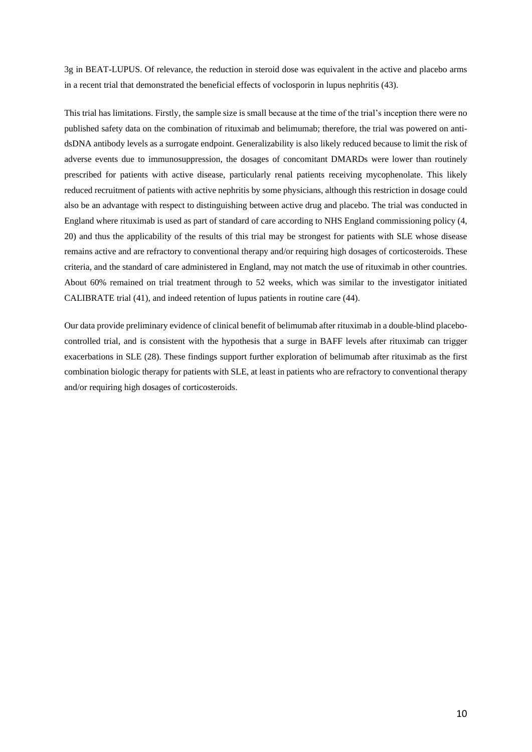3g in BEAT-LUPUS. Of relevance, the reduction in steroid dose was equivalent in the active and placebo arms in a recent trial that demonstrated the beneficial effects of voclosporin in lupus nephritis (43).

This trial has limitations. Firstly, the sample size is small because at the time of the trial's inception there were no published safety data on the combination of rituximab and belimumab; therefore, the trial was powered on anti-dsDNA antibody levels as a surrogate endpoint. Generalizability is also likely reduced because to limit the risk of adverse events due to immunosuppression, the dosages of concomitant DMARDs were lower than routinely prescribed for patients with active disease, particularly renal patients receiving mycophenolate. This likely reduced recruitment of patients with active nephritis by some physicians, although this restriction in dosage could also be an advantage with respect to distinguishing between active drug and placebo. The trial was conducted in England where rituximab is used as part of standard of care according to NHS England commissioning policy (4, 20) and thus the applicability of the results of this trial may be strongest for patients with SLE whose disease remains active and are refractory to conventional therapy and/or requiring high dosages of corticosteroids. These criteria, and the standard of care administered in England, may not match the use of rituximab in other countries. About 60% remained on trial treatment through to 52 weeks, which was similar to the investigator initiated CALIBRATE trial (41), and indeed retention of lupus patients in routine care (44).

Our data provide preliminary evidence of clinical benefit of belimumab after rituximab in a double-blind placebo-controlled trial, and is consistent with the hypothesis that a surge in BAFF levels after rituximab can trigger exacerbations in SLE (28). These findings support further exploration of belimumab after rituximab as the first combination biologic therapy for patients with SLE, at least in patients who are refractory to conventional therapy and/or requiring high dosages of corticosteroids.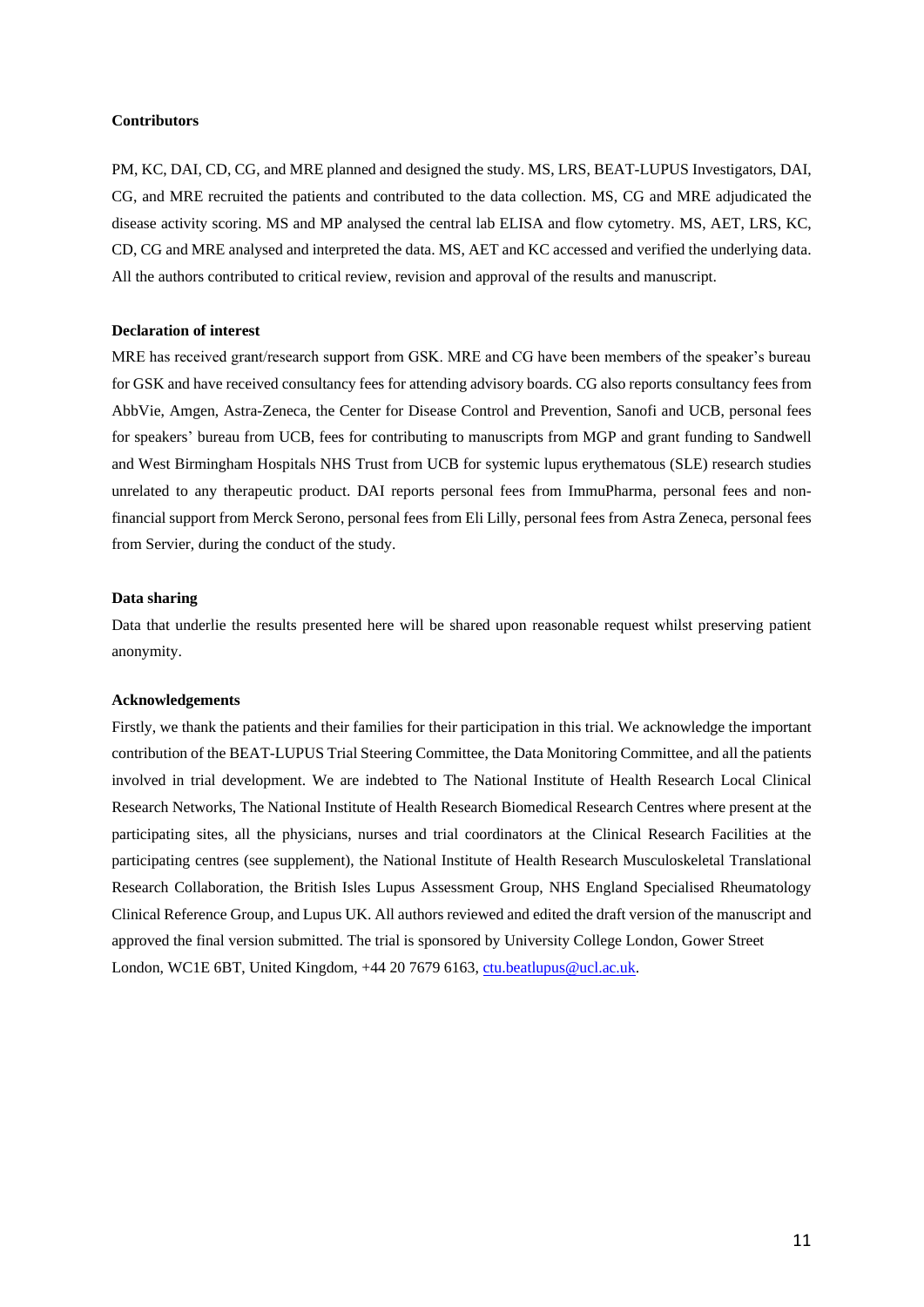**Contributors**

PM, KC, DAI, CD, CG, and MRE planned and designed the study. MS, LRS, BEAT-LUPUS Investigators, DAI, CG, and MRE recruited the patients and contributed to the data collection. MS, CG and MRE adjudicated the disease activity scoring. MS and MP analysed the central lab ELISA and flow cytometry. MS, AET, LRS, KC, CD, CG and MRE analysed and interpreted the data. MS, AET and KC accessed and verified the underlying data. All the authors contributed to critical review, revision and approval of the results and manuscript.

**Declaration of interest**

MRE has received grant/research support from GSK. MRE and CG have been members of the speaker's bureau for GSK and have received consultancy fees for attending advisory boards. CG also reports consultancy fees from AbbVie, Amgen, Astra-Zeneca, the Center for Disease Control and Prevention, Sanofi and UCB, personal fees for speakers' bureau from UCB, fees for contributing to manuscripts from MGP and grant funding to Sandwell and West Birmingham Hospitals NHS Trust from UCB for systemic lupus erythematosus (SLE) research studies unrelated to any therapeutic product. DAI reports personal fees from ImmuPharma, personal fees and non-financial support from Merck Serono, personal fees from Eli Lilly, personal fees from Astra Zeneca, personal fees from Servier, during the conduct of the study.

**Data sharing**

Data that underlie the results presented here will be shared upon reasonable request whilst preserving patient anonymity.

**Acknowledgements**

Firstly, we thank the patients and their families for their participation in this trial. We acknowledge the important contribution of the BEAT-LUPUS Trial Steering Committee, the Data Monitoring Committee, and all the patients involved in trial development. We are indebted to The National Institute of Health Research Local Clinical Research Networks, The National Institute of Health Research Biomedical Research Centres where present at the participating sites, all the physicians, nurses and trial coordinators at the Clinical Research Facilities at the participating centres (see supplement), the National Institute of Health Research Musculoskeletal Translational Research Collaboration, the British Isles Lupus Assessment Group, NHS England Specialised Rheumatology Clinical Reference Group, and Lupus UK. All authors reviewed and edited the draft version of the manuscript and approved the final version submitted. The trial is sponsored by University College London, Gower Street London, WC1E 6BT, United Kingdom, +44 20 7679 6163, ctu.beatlupus@ucl.ac.uk.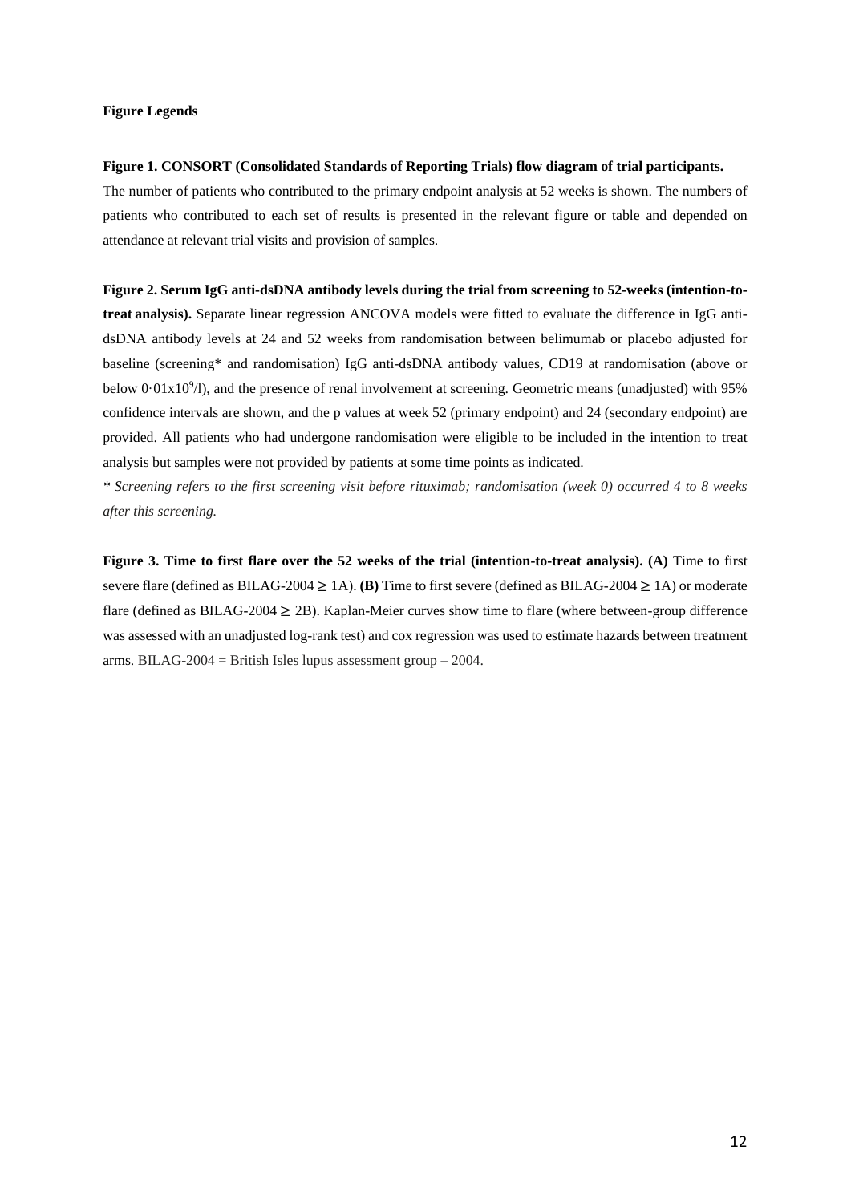**Figure Legends**

**Figure 1. CONSORT (Consolidated Standards of Reporting Trials) flow diagram of trial participants.** The number of patients who contributed to the primary endpoint analysis at 52 weeks is shown. The numbers of patients who contributed to each set of results is presented in the relevant figure or table and depended on attendance at relevant trial visits and provision of samples.

**Figure 2. Serum IgG anti-dsDNA antibody levels during the trial from screening to 52-weeks (intention-to-treat analysis).** Separate linear regression ANCOVA models were fitted to evaluate the difference in IgG anti-dsDNA antibody levels at 24 and 52 weeks from randomisation between belimumab or placebo adjusted for baseline (screening* and randomisation) IgG anti-dsDNA antibody values, CD19 at randomisation (above or below $0{\cdot}01\text{x}10^9$/l), and the presence of renal involvement at screening. Geometric means (unadjusted) with 95% confidence intervals are shown, and the p values at week 52 (primary endpoint) and 24 (secondary endpoint) are provided. All patients who had undergone randomisation were eligible to be included in the intention to treat analysis but samples were not provided by patients at some time points as indicated.

*\* Screening refers to the first screening visit before rituximab; randomisation (week 0) occurred 4 to 8 weeks after this screening.*

**Figure 3. Time to first flare over the 52 weeks of the trial (intention-to-treat analysis). (A)** Time to first severe flare (defined as BILAG-2004 ≥ 1A). **(B)** Time to first severe (defined as BILAG-2004 ≥ 1A) or moderate flare (defined as BILAG-2004 ≥ 2B). Kaplan-Meier curves show time to flare (where between-group difference was assessed with an unadjusted log-rank test) and cox regression was used to estimate hazards between treatment arms. BILAG-2004 = British Isles lupus assessment group – 2004.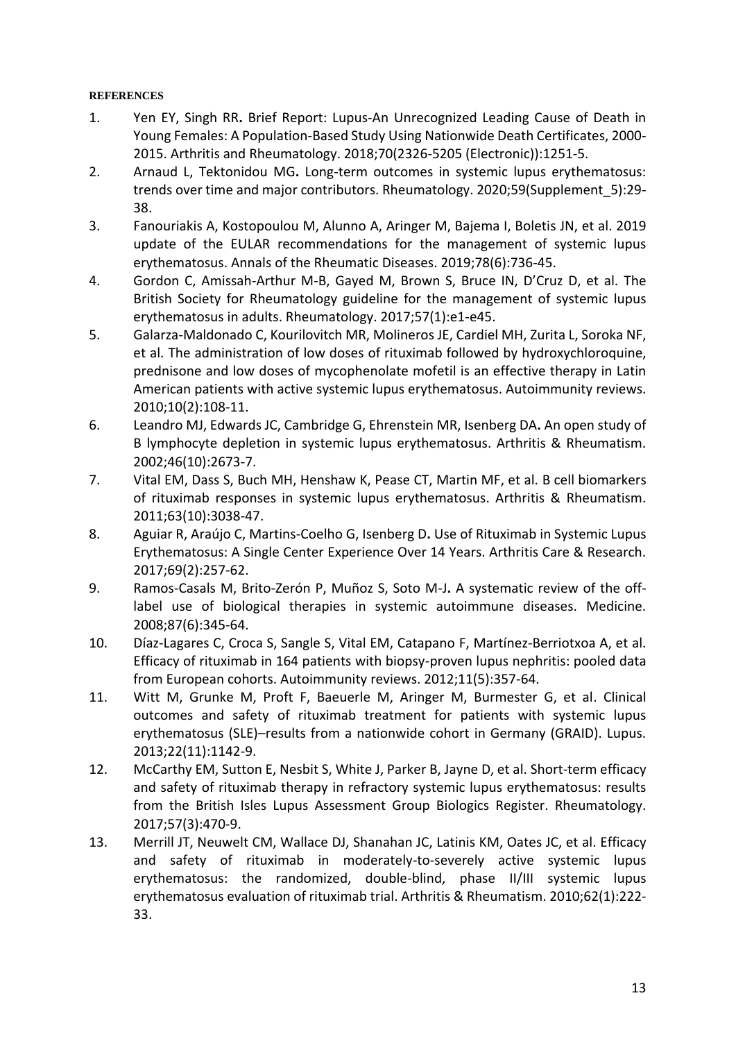**REFERENCES**

1. Yen EY, Singh RR**.** Brief Report: Lupus-An Unrecognized Leading Cause of Death in Young Females: A Population-Based Study Using Nationwide Death Certificates, 2000-2015. Arthritis and Rheumatology. 2018;70(2326-5205 (Electronic)):1251-5.
2. Arnaud L, Tektonidou MG**.** Long-term outcomes in systemic lupus erythematosus: trends over time and major contributors. Rheumatology. 2020;59(Supplement_5):29-38.
3. Fanouriakis A, Kostopoulou M, Alunno A, Aringer M, Bajema I, Boletis JN, et al. 2019 update of the EULAR recommendations for the management of systemic lupus erythematosus. Annals of the Rheumatic Diseases. 2019;78(6):736-45.
4. Gordon C, Amissah-Arthur M-B, Gayed M, Brown S, Bruce IN, D'Cruz D, et al. The British Society for Rheumatology guideline for the management of systemic lupus erythematosus in adults. Rheumatology. 2017;57(1):e1-e45.
5. Galarza-Maldonado C, Kourilovitch MR, Molineros JE, Cardiel MH, Zurita L, Soroka NF, et al. The administration of low doses of rituximab followed by hydroxychloroquine, prednisone and low doses of mycophenolate mofetil is an effective therapy in Latin American patients with active systemic lupus erythematosus. Autoimmunity reviews. 2010;10(2):108-11.
6. Leandro MJ, Edwards JC, Cambridge G, Ehrenstein MR, Isenberg DA**.** An open study of B lymphocyte depletion in systemic lupus erythematosus. Arthritis & Rheumatism. 2002;46(10):2673-7.
7. Vital EM, Dass S, Buch MH, Henshaw K, Pease CT, Martin MF, et al. B cell biomarkers of rituximab responses in systemic lupus erythematosus. Arthritis & Rheumatism. 2011;63(10):3038-47.
8. Aguiar R, Araújo C, Martins-Coelho G, Isenberg D**.** Use of Rituximab in Systemic Lupus Erythematosus: A Single Center Experience Over 14 Years. Arthritis Care & Research. 2017;69(2):257-62.
9. Ramos-Casals M, Brito-Zerón P, Muñoz S, Soto M-J**.** A systematic review of the off-label use of biological therapies in systemic autoimmune diseases. Medicine. 2008;87(6):345-64.
10. Díaz-Lagares C, Croca S, Sangle S, Vital EM, Catapano F, Martínez-Berriotxoa A, et al. Efficacy of rituximab in 164 patients with biopsy-proven lupus nephritis: pooled data from European cohorts. Autoimmunity reviews. 2012;11(5):357-64.
11. Witt M, Grunke M, Proft F, Baeuerle M, Aringer M, Burmester G, et al. Clinical outcomes and safety of rituximab treatment for patients with systemic lupus erythematosus (SLE)–results from a nationwide cohort in Germany (GRAID). Lupus. 2013;22(11):1142-9.
12. McCarthy EM, Sutton E, Nesbit S, White J, Parker B, Jayne D, et al. Short-term efficacy and safety of rituximab therapy in refractory systemic lupus erythematosus: results from the British Isles Lupus Assessment Group Biologics Register. Rheumatology. 2017;57(3):470-9.
13. Merrill JT, Neuwelt CM, Wallace DJ, Shanahan JC, Latinis KM, Oates JC, et al. Efficacy and safety of rituximab in moderately-to-severely active systemic lupus erythematosus: the randomized, double-blind, phase II/III systemic lupus erythematosus evaluation of rituximab trial. Arthritis & Rheumatism. 2010;62(1):222-33.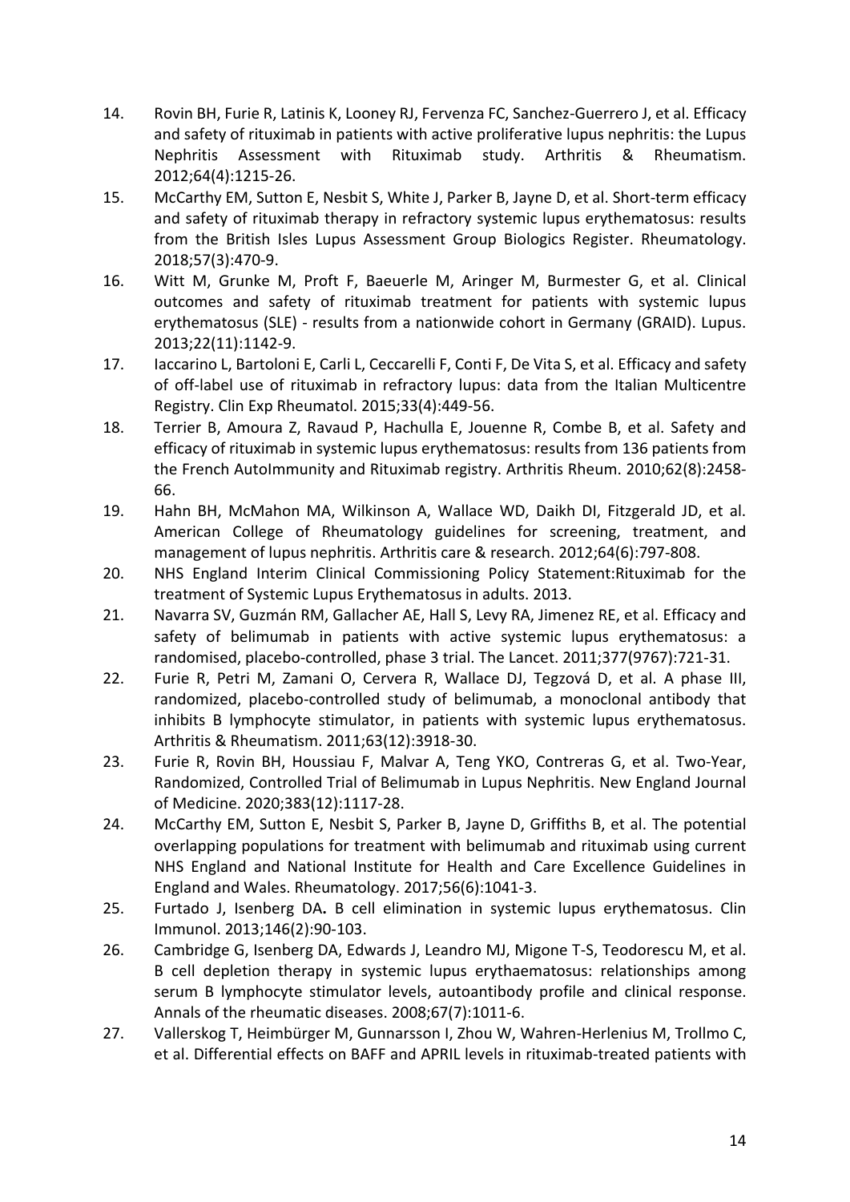14. Rovin BH, Furie R, Latinis K, Looney RJ, Fervenza FC, Sanchez-Guerrero J, et al. Efficacy and safety of rituximab in patients with active proliferative lupus nephritis: the Lupus Nephritis Assessment with Rituximab study. Arthritis & Rheumatism. 2012;64(4):1215-26.
15. McCarthy EM, Sutton E, Nesbit S, White J, Parker B, Jayne D, et al. Short-term efficacy and safety of rituximab therapy in refractory systemic lupus erythematosus: results from the British Isles Lupus Assessment Group Biologics Register. Rheumatology. 2018;57(3):470-9.
16. Witt M, Grunke M, Proft F, Baeuerle M, Aringer M, Burmester G, et al. Clinical outcomes and safety of rituximab treatment for patients with systemic lupus erythematosus (SLE) - results from a nationwide cohort in Germany (GRAID). Lupus. 2013;22(11):1142-9.
17. Iaccarino L, Bartoloni E, Carli L, Ceccarelli F, Conti F, De Vita S, et al. Efficacy and safety of off-label use of rituximab in refractory lupus: data from the Italian Multicentre Registry. Clin Exp Rheumatol. 2015;33(4):449-56.
18. Terrier B, Amoura Z, Ravaud P, Hachulla E, Jouenne R, Combe B, et al. Safety and efficacy of rituximab in systemic lupus erythematosus: results from 136 patients from the French AutoImmunity and Rituximab registry. Arthritis Rheum. 2010;62(8):2458-66.
19. Hahn BH, McMahon MA, Wilkinson A, Wallace WD, Daikh DI, Fitzgerald JD, et al. American College of Rheumatology guidelines for screening, treatment, and management of lupus nephritis. Arthritis care & research. 2012;64(6):797-808.
20. NHS England Interim Clinical Commissioning Policy Statement:Rituximab for the treatment of Systemic Lupus Erythematosus in adults. 2013.
21. Navarra SV, Guzmán RM, Gallacher AE, Hall S, Levy RA, Jimenez RE, et al. Efficacy and safety of belimumab in patients with active systemic lupus erythematosus: a randomised, placebo-controlled, phase 3 trial. The Lancet. 2011;377(9767):721-31.
22. Furie R, Petri M, Zamani O, Cervera R, Wallace DJ, Tegzová D, et al. A phase III, randomized, placebo-controlled study of belimumab, a monoclonal antibody that inhibits B lymphocyte stimulator, in patients with systemic lupus erythematosus. Arthritis & Rheumatism. 2011;63(12):3918-30.
23. Furie R, Rovin BH, Houssiau F, Malvar A, Teng YKO, Contreras G, et al. Two-Year, Randomized, Controlled Trial of Belimumab in Lupus Nephritis. New England Journal of Medicine. 2020;383(12):1117-28.
24. McCarthy EM, Sutton E, Nesbit S, Parker B, Jayne D, Griffiths B, et al. The potential overlapping populations for treatment with belimumab and rituximab using current NHS England and National Institute for Health and Care Excellence Guidelines in England and Wales. Rheumatology. 2017;56(6):1041-3.
25. Furtado J, Isenberg DA**.** B cell elimination in systemic lupus erythematosus. Clin Immunol. 2013;146(2):90-103.
26. Cambridge G, Isenberg DA, Edwards J, Leandro MJ, Migone T-S, Teodorescu M, et al. B cell depletion therapy in systemic lupus erythaematosus: relationships among serum B lymphocyte stimulator levels, autoantibody profile and clinical response. Annals of the rheumatic diseases. 2008;67(7):1011-6.
27. Vallerskog T, Heimbürger M, Gunnarsson I, Zhou W, Wahren-Herlenius M, Trollmo C, et al. Differential effects on BAFF and APRIL levels in rituximab-treated patients with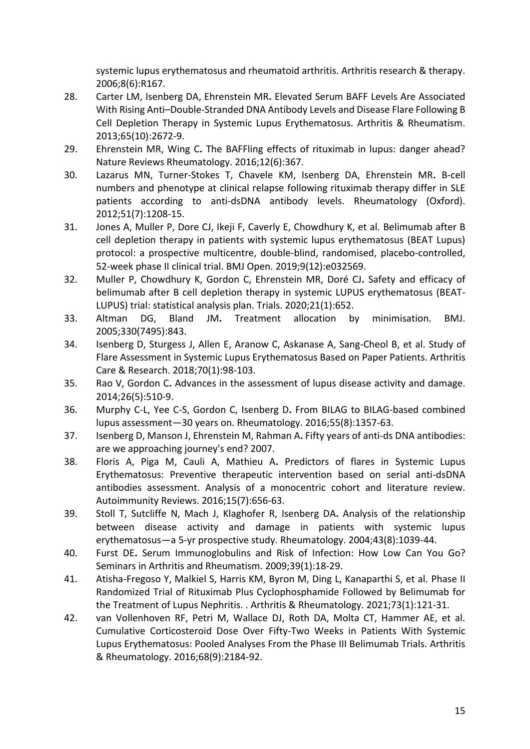systemic lupus erythematosus and rheumatoid arthritis. Arthritis research & therapy. 2006;8(6):R167.

28. Carter LM, Isenberg DA, Ehrenstein MR**.** Elevated Serum BAFF Levels Are Associated With Rising Anti–Double-Stranded DNA Antibody Levels and Disease Flare Following B Cell Depletion Therapy in Systemic Lupus Erythematosus. Arthritis & Rheumatism. 2013;65(10):2672-9.
29. Ehrenstein MR, Wing C**.** The BAFFling effects of rituximab in lupus: danger ahead? Nature Reviews Rheumatology. 2016;12(6):367.
30. Lazarus MN, Turner-Stokes T, Chavele KM, Isenberg DA, Ehrenstein MR**.** B-cell numbers and phenotype at clinical relapse following rituximab therapy differ in SLE patients according to anti-dsDNA antibody levels. Rheumatology (Oxford). 2012;51(7):1208-15.
31. Jones A, Muller P, Dore CJ, Ikeji F, Caverly E, Chowdhury K, et al. Belimumab after B cell depletion therapy in patients with systemic lupus erythematosus (BEAT Lupus) protocol: a prospective multicentre, double-blind, randomised, placebo-controlled, 52-week phase II clinical trial. BMJ Open. 2019;9(12):e032569.
32. Muller P, Chowdhury K, Gordon C, Ehrenstein MR, Doré CJ**.** Safety and efficacy of belimumab after B cell depletion therapy in systemic LUPUS erythematosus (BEAT-LUPUS) trial: statistical analysis plan. Trials. 2020;21(1):652.
33. Altman DG, Bland JM**.** Treatment allocation by minimisation. BMJ. 2005;330(7495):843.
34. Isenberg D, Sturgess J, Allen E, Aranow C, Askanase A, Sang-Cheol B, et al. Study of Flare Assessment in Systemic Lupus Erythematosus Based on Paper Patients. Arthritis Care & Research. 2018;70(1):98-103.
35. Rao V, Gordon C**.** Advances in the assessment of lupus disease activity and damage. 2014;26(5):510-9.
36. Murphy C-L, Yee C-S, Gordon C, Isenberg D**.** From BILAG to BILAG-based combined lupus assessment—30 years on. Rheumatology. 2016;55(8):1357-63.
37. Isenberg D, Manson J, Ehrenstein M, Rahman A**.** Fifty years of anti-ds DNA antibodies: are we approaching journey's end? 2007.
38. Floris A, Piga M, Cauli A, Mathieu A**.** Predictors of flares in Systemic Lupus Erythematosus: Preventive therapeutic intervention based on serial anti-dsDNA antibodies assessment. Analysis of a monocentric cohort and literature review. Autoimmunity Reviews. 2016;15(7):656-63.
39. Stoll T, Sutcliffe N, Mach J, Klaghofer R, Isenberg DA**.** Analysis of the relationship between disease activity and damage in patients with systemic lupus erythematosus—a 5-yr prospective study. Rheumatology. 2004;43(8):1039-44.
40. Furst DE**.** Serum Immunoglobulins and Risk of Infection: How Low Can You Go? Seminars in Arthritis and Rheumatism. 2009;39(1):18-29.
41. Atisha-Fregoso Y, Malkiel S, Harris KM, Byron M, Ding L, Kanaparthi S, et al. Phase II Randomized Trial of Rituximab Plus Cyclophosphamide Followed by Belimumab for the Treatment of Lupus Nephritis. . Arthritis & Rheumatology. 2021;73(1):121-31.
42. van Vollenhoven RF, Petri M, Wallace DJ, Roth DA, Molta CT, Hammer AE, et al. Cumulative Corticosteroid Dose Over Fifty-Two Weeks in Patients With Systemic Lupus Erythematosus: Pooled Analyses From the Phase III Belimumab Trials. Arthritis & Rheumatology. 2016;68(9):2184-92.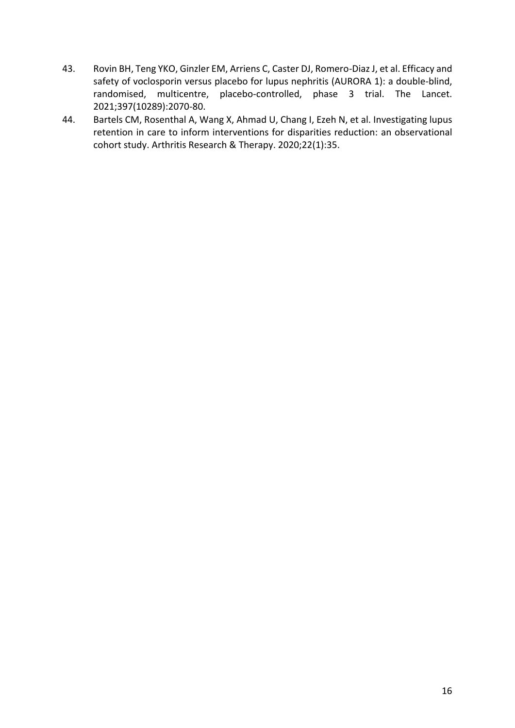43. Rovin BH, Teng YKO, Ginzler EM, Arriens C, Caster DJ, Romero-Diaz J, et al. Efficacy and safety of voclosporin versus placebo for lupus nephritis (AURORA 1): a double-blind, randomised, multicentre, placebo-controlled, phase 3 trial. The Lancet. 2021;397(10289):2070-80.
44. Bartels CM, Rosenthal A, Wang X, Ahmad U, Chang I, Ezeh N, et al. Investigating lupus retention in care to inform interventions for disparities reduction: an observational cohort study. Arthritis Research & Therapy. 2020;22(1):35.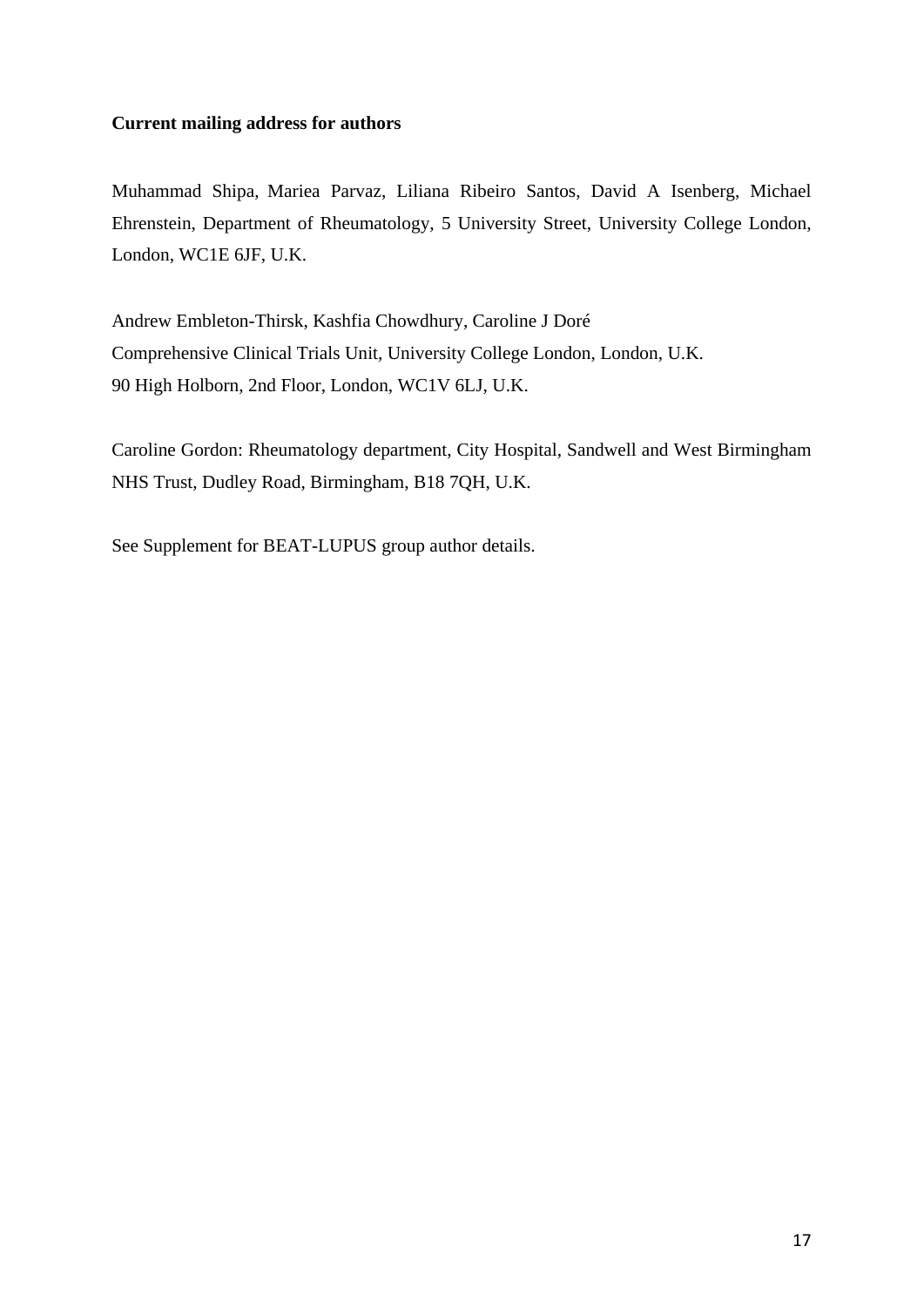**Current mailing address for authors**

Muhammad Shipa, Mariea Parvaz, Liliana Ribeiro Santos, David A Isenberg, Michael Ehrenstein, Department of Rheumatology, 5 University Street, University College London, London, WC1E 6JF, U.K.

Andrew Embleton-Thirsk, Kashfia Chowdhury, Caroline J Doré
Comprehensive Clinical Trials Unit, University College London, London, U.K.
90 High Holborn, 2nd Floor, London, WC1V 6LJ, U.K.

Caroline Gordon: Rheumatology department, City Hospital, Sandwell and West Birmingham NHS Trust, Dudley Road, Birmingham, B18 7QH, U.K.

See Supplement for BEAT-LUPUS group author details.